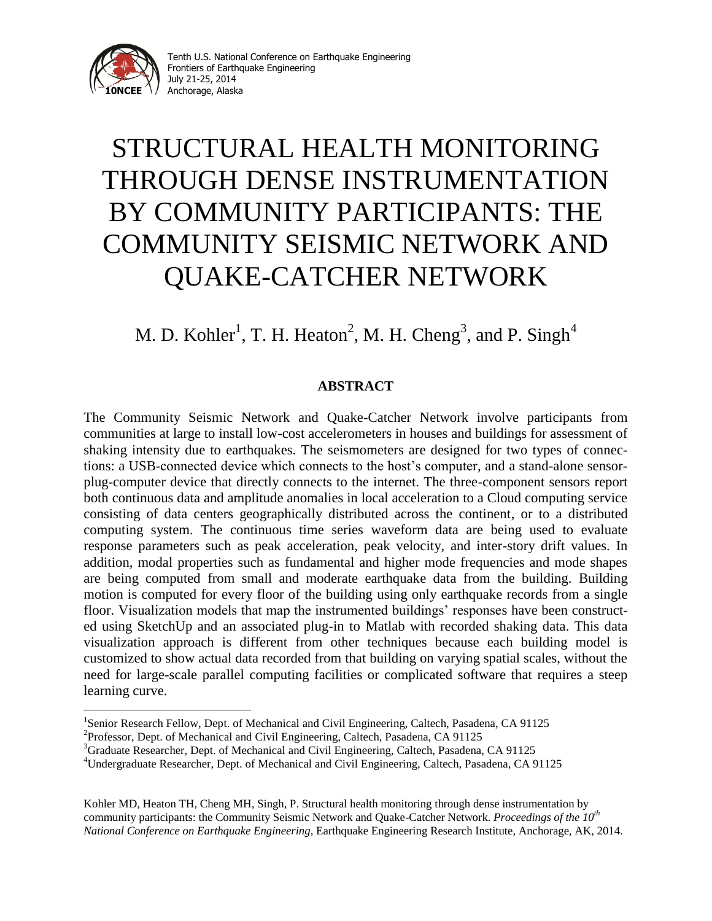# STRUCTURAL HEALTH MONITORING THROUGH DENSE INSTRUMENTATION BY COMMUNITY PARTICIPANTS: THE COMMUNITY SEISMIC NETWORK AND QUAKE-CATCHER NETWORK

M. D. Kohler[1], T. H. Heaton[2], M. H. Cheng[3], and P. Singh[4]

## ABSTRACT

The Community Seismic Network and Quake-Catcher Network involve participants from communities at large to install low-cost accelerometers in houses and buildings for assessment of shaking intensity due to earthquakes. The seismometers are designed for two types of connections: a USB-connected device which connects to the host's computer, and a stand-alone sensor-plug-computer device that directly connects to the internet. The three-component sensors report both continuous data and amplitude anomalies in local acceleration to a Cloud computing service consisting of data centers geographically distributed across the continent, or to a distributed computing system. The continuous time series waveform data are being used to evaluate response parameters such as peak acceleration, peak velocity, and inter-story drift values. In addition, modal properties such as fundamental and higher mode frequencies and mode shapes are being computed from small and moderate earthquake data from the building. Building motion is computed for every floor of the building using only earthquake records from a single floor. Visualization models that map the instrumented buildings' responses have been constructed using SketchUp and an associated plug-in to Matlab with recorded shaking data. This data visualization approach is different from other techniques because each building model is customized to show actual data recorded from that building on varying spatial scales, without the need for large-scale parallel computing facilities or complicated software that requires a steep learning curve.

---

[1]Senior Research Fellow, Dept. of Mechanical and Civil Engineering, Caltech, Pasadena, CA 91125

[2]Professor, Dept. of Mechanical and Civil Engineering, Caltech, Pasadena, CA 91125

[3]Graduate Researcher, Dept. of Mechanical and Civil Engineering, Caltech, Pasadena, CA 91125

[4]Undergraduate Researcher, Dept. of Mechanical and Civil Engineering, Caltech, Pasadena, CA 91125

Kohler MD, Heaton TH, Cheng MH, Singh, P. Structural health monitoring through dense instrumentation by community participants: the Community Seismic Network and Quake-Catcher Network. *Proceedings of the 10th National Conference on Earthquake Engineering*, Earthquake Engineering Research Institute, Anchorage, AK, 2014.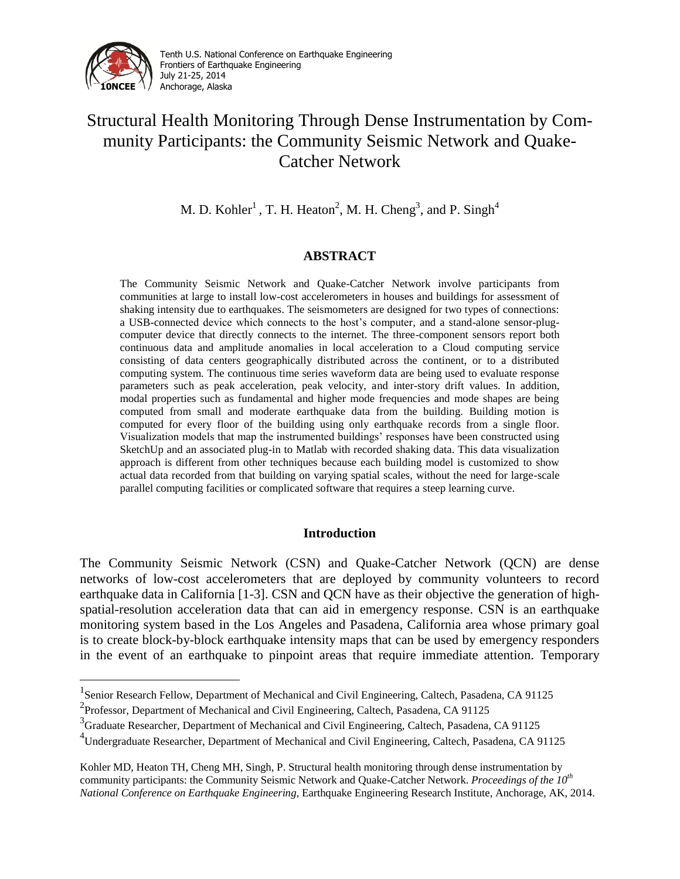# Structural Health Monitoring Through Dense Instrumentation by Community Participants: the Community Seismic Network and Quake-Catcher Network

M. D. Kohler[1], T. H. Heaton[2], M. H. Cheng[3], and P. Singh[4]

## ABSTRACT

The Community Seismic Network and Quake-Catcher Network involve participants from communities at large to install low-cost accelerometers in houses and buildings for assessment of shaking intensity due to earthquakes. The seismometers are designed for two types of connections: a USB-connected device which connects to the host's computer, and a stand-alone sensor-plug-computer device that directly connects to the internet. The three-component sensors report both continuous data and amplitude anomalies in local acceleration to a Cloud computing service consisting of data centers geographically distributed across the continent, or to a distributed computing system. The continuous time series waveform data are being used to evaluate response parameters such as peak acceleration, peak velocity, and inter-story drift values. In addition, modal properties such as fundamental and higher mode frequencies and mode shapes are being computed from small and moderate earthquake data from the building. Building motion is computed for every floor of the building using only earthquake records from a single floor. Visualization models that map the instrumented buildings' responses have been constructed using SketchUp and an associated plug-in to Matlab with recorded shaking data. This data visualization approach is different from other techniques because each building model is customized to show actual data recorded from that building on varying spatial scales, without the need for large-scale parallel computing facilities or complicated software that requires a steep learning curve.

## Introduction

The Community Seismic Network (CSN) and Quake-Catcher Network (QCN) are dense networks of low-cost accelerometers that are deployed by community volunteers to record earthquake data in California [1-3]. CSN and QCN have as their objective the generation of high-spatial-resolution acceleration data that can aid in emergency response. CSN is an earthquake monitoring system based in the Los Angeles and Pasadena, California area whose primary goal is to create block-by-block earthquake intensity maps that can be used by emergency responders in the event of an earthquake to pinpoint areas that require immediate attention. Temporary

[1]Senior Research Fellow, Department of Mechanical and Civil Engineering, Caltech, Pasadena, CA 91125

[2]Professor, Department of Mechanical and Civil Engineering, Caltech, Pasadena, CA 91125

[3]Graduate Researcher, Department of Mechanical and Civil Engineering, Caltech, Pasadena, CA 91125

[4]Undergraduate Researcher, Department of Mechanical and Civil Engineering, Caltech, Pasadena, CA 91125

Kohler MD, Heaton TH, Cheng MH, Singh, P. Structural health monitoring through dense instrumentation by community participants: the Community Seismic Network and Quake-Catcher Network. *Proceedings of the 10th National Conference on Earthquake Engineering*, Earthquake Engineering Research Institute, Anchorage, AK, 2014.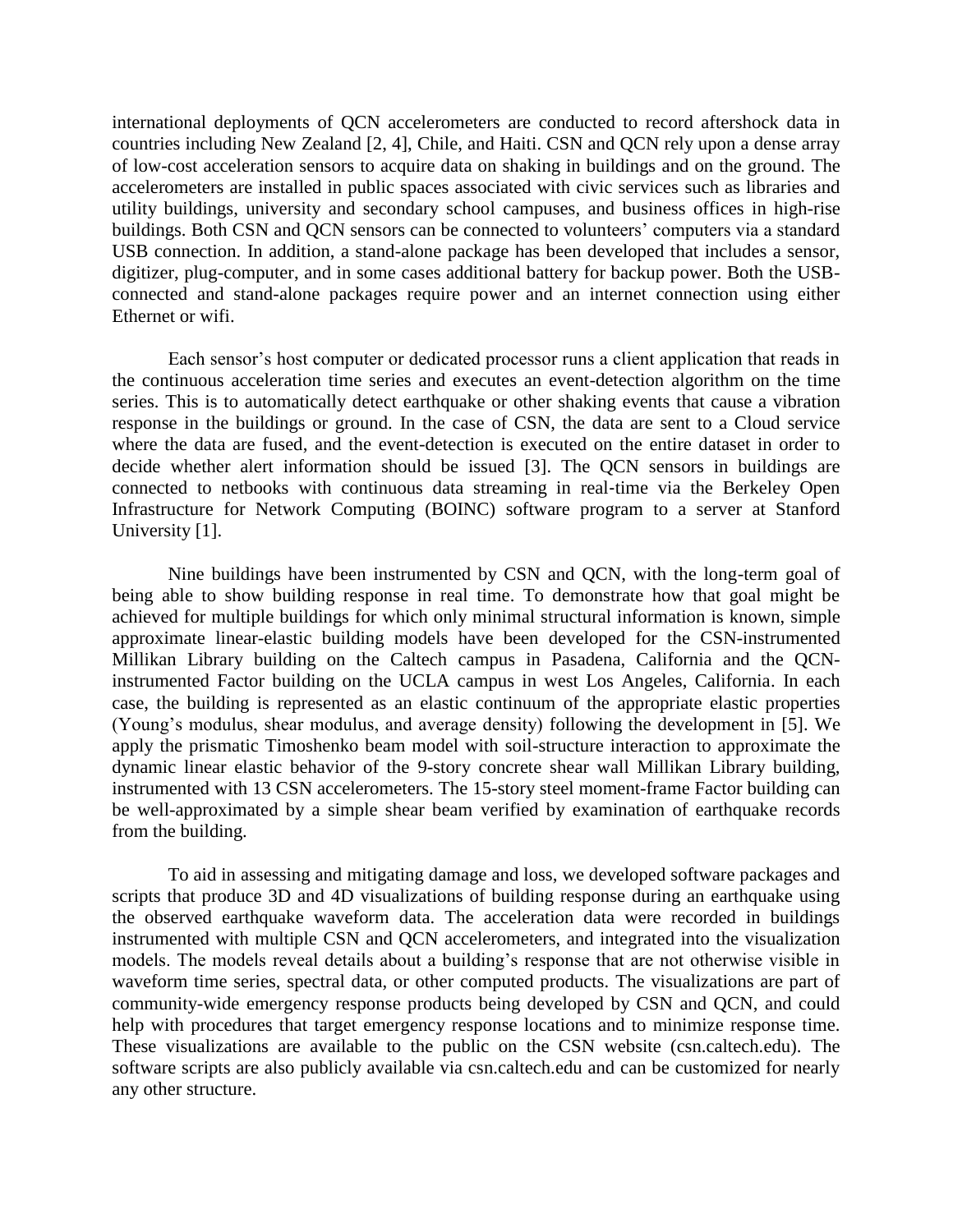international deployments of QCN accelerometers are conducted to record aftershock data in countries including New Zealand [2, 4], Chile, and Haiti. CSN and QCN rely upon a dense array of low-cost acceleration sensors to acquire data on shaking in buildings and on the ground. The accelerometers are installed in public spaces associated with civic services such as libraries and utility buildings, university and secondary school campuses, and business offices in high-rise buildings. Both CSN and QCN sensors can be connected to volunteers' computers via a standard USB connection. In addition, a stand-alone package has been developed that includes a sensor, digitizer, plug-computer, and in some cases additional battery for backup power. Both the USB-connected and stand-alone packages require power and an internet connection using either Ethernet or wifi.

Each sensor's host computer or dedicated processor runs a client application that reads in the continuous acceleration time series and executes an event-detection algorithm on the time series. This is to automatically detect earthquake or other shaking events that cause a vibration response in the buildings or ground. In the case of CSN, the data are sent to a Cloud service where the data are fused, and the event-detection is executed on the entire dataset in order to decide whether alert information should be issued [3]. The QCN sensors in buildings are connected to netbooks with continuous data streaming in real-time via the Berkeley Open Infrastructure for Network Computing (BOINC) software program to a server at Stanford University [1].

Nine buildings have been instrumented by CSN and QCN, with the long-term goal of being able to show building response in real time. To demonstrate how that goal might be achieved for multiple buildings for which only minimal structural information is known, simple approximate linear-elastic building models have been developed for the CSN-instrumented Millikan Library building on the Caltech campus in Pasadena, California and the QCN-instrumented Factor building on the UCLA campus in west Los Angeles, California. In each case, the building is represented as an elastic continuum of the appropriate elastic properties (Young's modulus, shear modulus, and average density) following the development in [5]. We apply the prismatic Timoshenko beam model with soil-structure interaction to approximate the dynamic linear elastic behavior of the 9-story concrete shear wall Millikan Library building, instrumented with 13 CSN accelerometers. The 15-story steel moment-frame Factor building can be well-approximated by a simple shear beam verified by examination of earthquake records from the building.

To aid in assessing and mitigating damage and loss, we developed software packages and scripts that produce 3D and 4D visualizations of building response during an earthquake using the observed earthquake waveform data. The acceleration data were recorded in buildings instrumented with multiple CSN and QCN accelerometers, and integrated into the visualization models. The models reveal details about a building's response that are not otherwise visible in waveform time series, spectral data, or other computed products. The visualizations are part of community-wide emergency response products being developed by CSN and QCN, and could help with procedures that target emergency response locations and to minimize response time. These visualizations are available to the public on the CSN website (csn.caltech.edu). The software scripts are also publicly available via csn.caltech.edu and can be customized for nearly any other structure.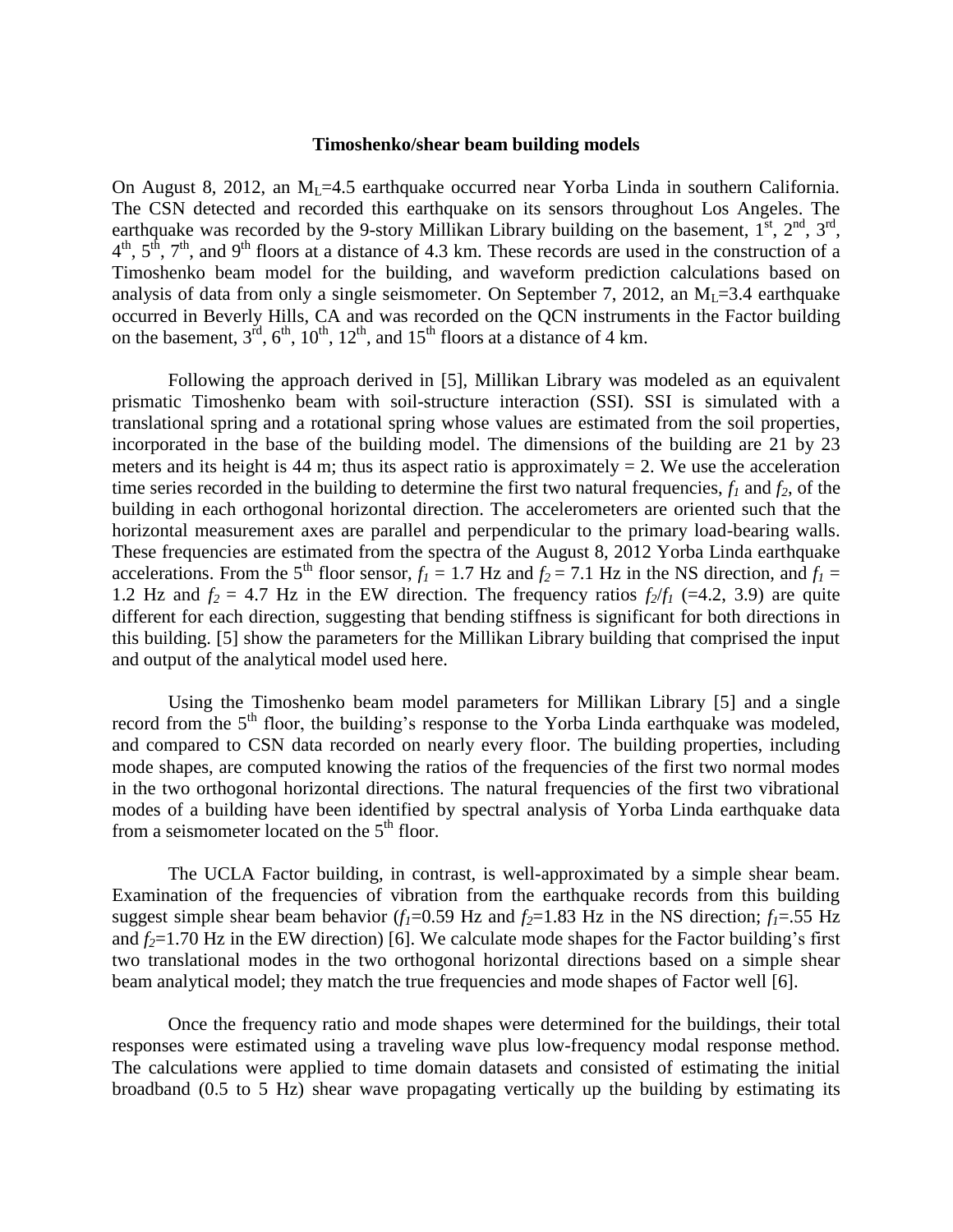**Timoshenko/shear beam building models**

On August 8, 2012, an $M_L$=4.5 earthquake occurred near Yorba Linda in southern California. The CSN detected and recorded this earthquake on its sensors throughout Los Angeles. The earthquake was recorded by the 9-story Millikan Library building on the basement, 1st, 2nd, 3rd, 4th, 5th, 7th, and 9th floors at a distance of 4.3 km. These records are used in the construction of a Timoshenko beam model for the building, and waveform prediction calculations based on analysis of data from only a single seismometer. On September 7, 2012, an $M_L$=3.4 earthquake occurred in Beverly Hills, CA and was recorded on the QCN instruments in the Factor building on the basement, 3rd, 6th, 10th, 12th, and 15th floors at a distance of 4 km.

Following the approach derived in [5], Millikan Library was modeled as an equivalent prismatic Timoshenko beam with soil-structure interaction (SSI). SSI is simulated with a translational spring and a rotational spring whose values are estimated from the soil properties, incorporated in the base of the building model. The dimensions of the building are 21 by 23 meters and its height is 44 m; thus its aspect ratio is approximately = 2. We use the acceleration time series recorded in the building to determine the first two natural frequencies, $f_1$ and $f_2$, of the building in each orthogonal horizontal direction. The accelerometers are oriented such that the horizontal measurement axes are parallel and perpendicular to the primary load-bearing walls. These frequencies are estimated from the spectra of the August 8, 2012 Yorba Linda earthquake accelerations. From the 5th floor sensor, $f_1$ = 1.7 Hz and $f_2$ = 7.1 Hz in the NS direction, and $f_1$ = 1.2 Hz and $f_2$ = 4.7 Hz in the EW direction. The frequency ratios $f_2/f_1$ (=4.2, 3.9) are quite different for each direction, suggesting that bending stiffness is significant for both directions in this building. [5] show the parameters for the Millikan Library building that comprised the input and output of the analytical model used here.

Using the Timoshenko beam model parameters for Millikan Library [5] and a single record from the 5th floor, the building's response to the Yorba Linda earthquake was modeled, and compared to CSN data recorded on nearly every floor. The building properties, including mode shapes, are computed knowing the ratios of the frequencies of the first two normal modes in the two orthogonal horizontal directions. The natural frequencies of the first two vibrational modes of a building have been identified by spectral analysis of Yorba Linda earthquake data from a seismometer located on the 5th floor.

The UCLA Factor building, in contrast, is well-approximated by a simple shear beam. Examination of the frequencies of vibration from the earthquake records from this building suggest simple shear beam behavior ($f_1$=0.59 Hz and $f_2$=1.83 Hz in the NS direction; $f_1$=.55 Hz and $f_2$=1.70 Hz in the EW direction) [6]. We calculate mode shapes for the Factor building's first two translational modes in the two orthogonal horizontal directions based on a simple shear beam analytical model; they match the true frequencies and mode shapes of Factor well [6].

Once the frequency ratio and mode shapes were determined for the buildings, their total responses were estimated using a traveling wave plus low-frequency modal response method. The calculations were applied to time domain datasets and consisted of estimating the initial broadband (0.5 to 5 Hz) shear wave propagating vertically up the building by estimating its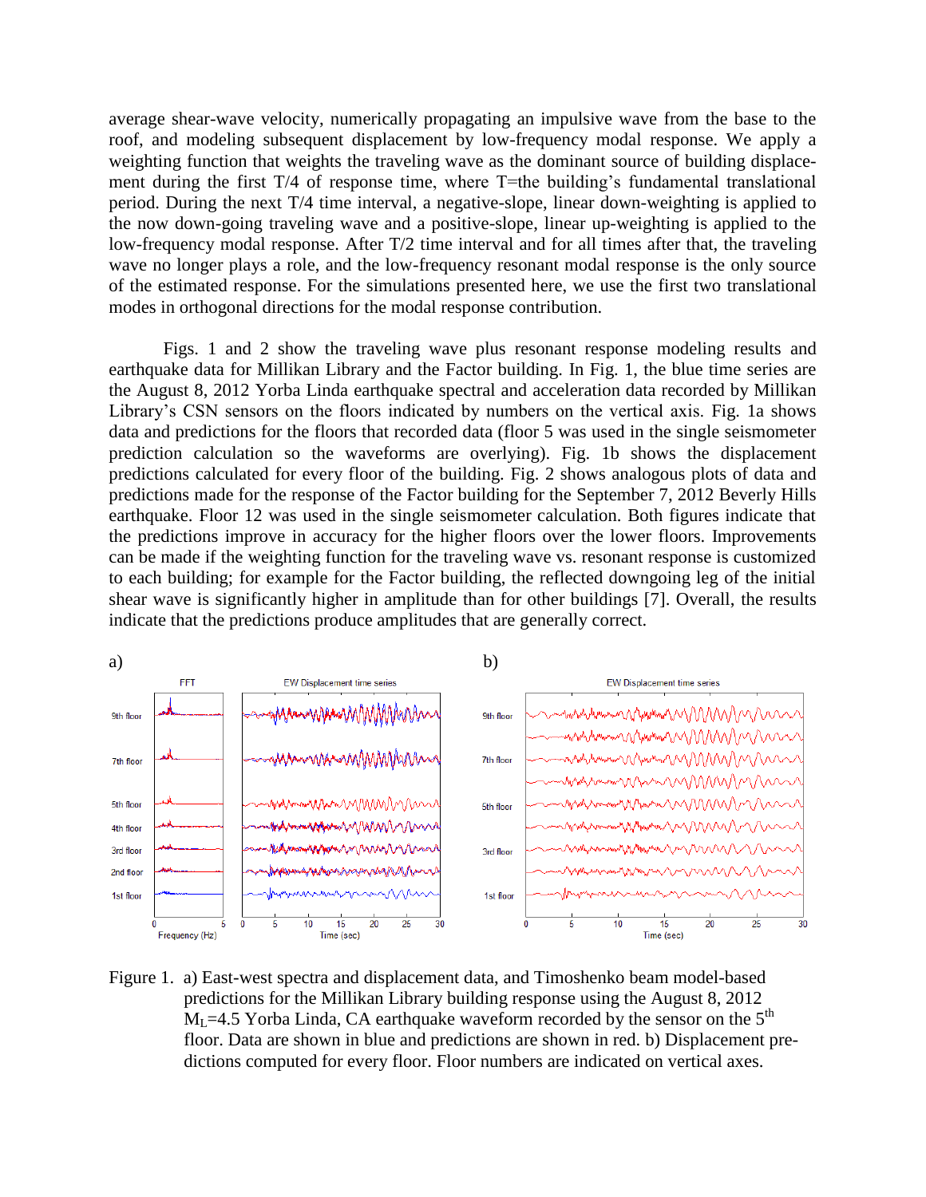average shear-wave velocity, numerically propagating an impulsive wave from the base to the roof, and modeling subsequent displacement by low-frequency modal response. We apply a weighting function that weights the traveling wave as the dominant source of building displacement during the first T/4 of response time, where T=the building's fundamental translational period. During the next T/4 time interval, a negative-slope, linear down-weighting is applied to the now down-going traveling wave and a positive-slope, linear up-weighting is applied to the low-frequency modal response. After T/2 time interval and for all times after that, the traveling wave no longer plays a role, and the low-frequency resonant modal response is the only source of the estimated response. For the simulations presented here, we use the first two translational modes in orthogonal directions for the modal response contribution.

Figs. 1 and 2 show the traveling wave plus resonant response modeling results and earthquake data for Millikan Library and the Factor building. In Fig. 1, the blue time series are the August 8, 2012 Yorba Linda earthquake spectral and acceleration data recorded by Millikan Library's CSN sensors on the floors indicated by numbers on the vertical axis. Fig. 1a shows data and predictions for the floors that recorded data (floor 5 was used in the single seismometer prediction calculation so the waveforms are overlying). Fig. 1b shows the displacement predictions calculated for every floor of the building. Fig. 2 shows analogous plots of data and predictions made for the response of the Factor building for the September 7, 2012 Beverly Hills earthquake. Floor 12 was used in the single seismometer calculation. Both figures indicate that the predictions improve in accuracy for the higher floors over the lower floors. Improvements can be made if the weighting function for the traveling wave vs. resonant response is customized to each building; for example for the Factor building, the reflected downgoing leg of the initial shear wave is significantly higher in amplitude than for other buildings [7]. Overall, the results indicate that the predictions produce amplitudes that are generally correct.

Figure 1. a) East-west spectra and displacement data, and Timoshenko beam model-based predictions for the Millikan Library building response using the August 8, 2012 $M_L$=4.5 Yorba Linda, CA earthquake waveform recorded by the sensor on the 5[th] floor. Data are shown in blue and predictions are shown in red. b) Displacement predictions computed for every floor. Floor numbers are indicated on vertical axes.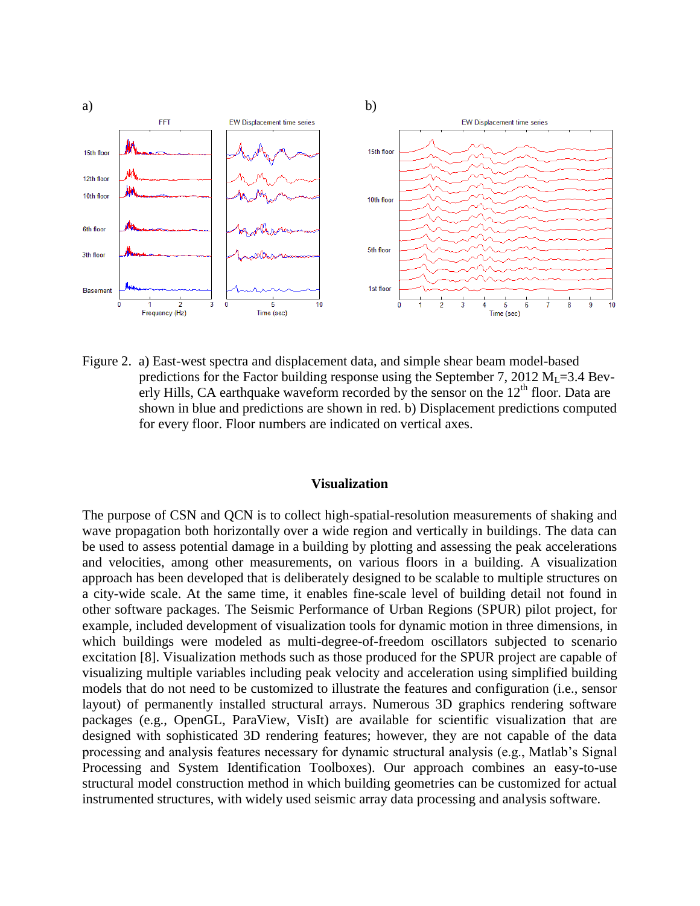Figure 2. a) East-west spectra and displacement data, and simple shear beam model-based predictions for the Factor building response using the September 7, 2012 $M_L$=3.4 Beverly Hills, CA earthquake waveform recorded by the sensor on the $12^{th}$ floor. Data are shown in blue and predictions are shown in red. b) Displacement predictions computed for every floor. Floor numbers are indicated on vertical axes.

## Visualization

The purpose of CSN and QCN is to collect high-spatial-resolution measurements of shaking and wave propagation both horizontally over a wide region and vertically in buildings. The data can be used to assess potential damage in a building by plotting and assessing the peak accelerations and velocities, among other measurements, on various floors in a building. A visualization approach has been developed that is deliberately designed to be scalable to multiple structures on a city-wide scale. At the same time, it enables fine-scale level of building detail not found in other software packages. The Seismic Performance of Urban Regions (SPUR) pilot project, for example, included development of visualization tools for dynamic motion in three dimensions, in which buildings were modeled as multi-degree-of-freedom oscillators subjected to scenario excitation [8]. Visualization methods such as those produced for the SPUR project are capable of visualizing multiple variables including peak velocity and acceleration using simplified building models that do not need to be customized to illustrate the features and configuration (i.e., sensor layout) of permanently installed structural arrays. Numerous 3D graphics rendering software packages (e.g., OpenGL, ParaView, VisIt) are available for scientific visualization that are designed with sophisticated 3D rendering features; however, they are not capable of the data processing and analysis features necessary for dynamic structural analysis (e.g., Matlab's Signal Processing and System Identification Toolboxes). Our approach combines an easy-to-use structural model construction method in which building geometries can be customized for actual instrumented structures, with widely used seismic array data processing and analysis software.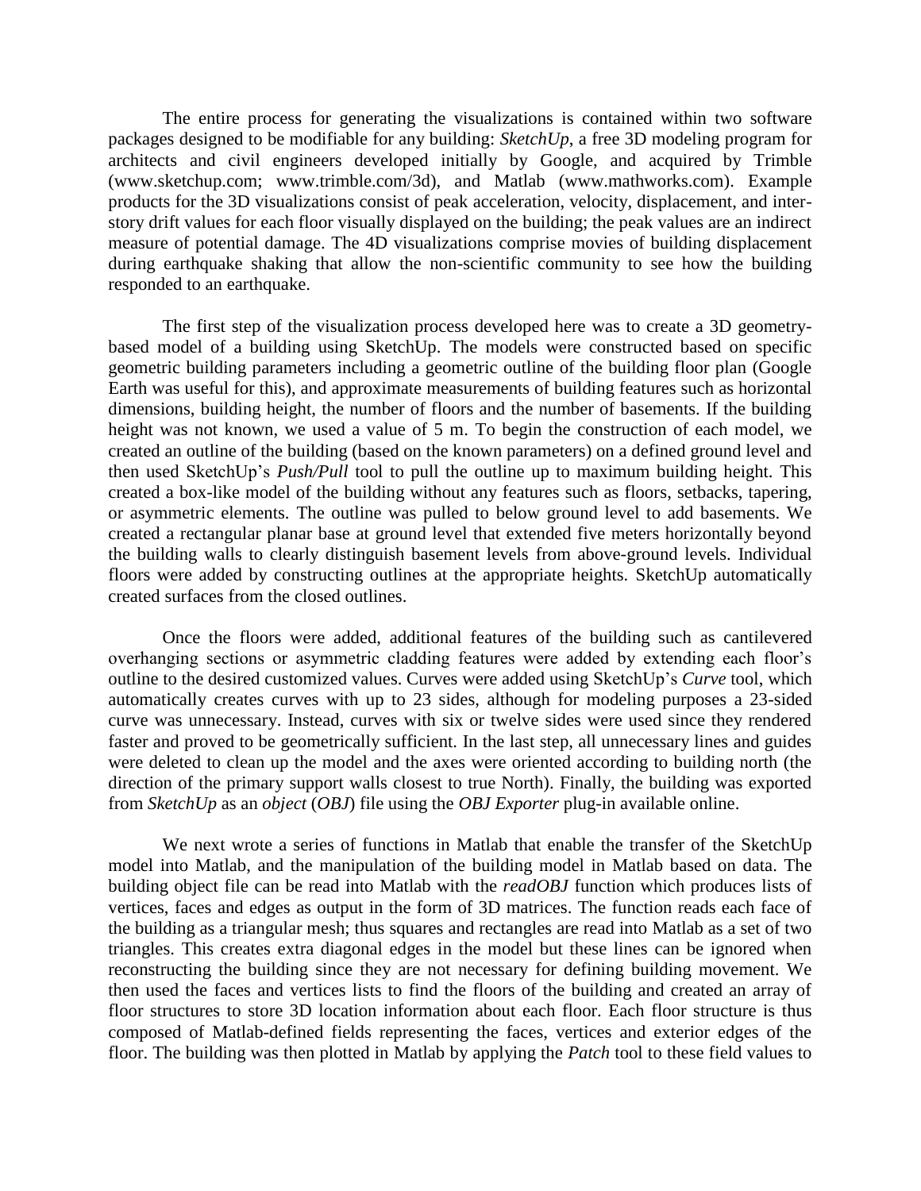The entire process for generating the visualizations is contained within two software packages designed to be modifiable for any building: *SketchUp*, a free 3D modeling program for architects and civil engineers developed initially by Google, and acquired by Trimble (www.sketchup.com; www.trimble.com/3d), and Matlab (www.mathworks.com). Example products for the 3D visualizations consist of peak acceleration, velocity, displacement, and inter-story drift values for each floor visually displayed on the building; the peak values are an indirect measure of potential damage. The 4D visualizations comprise movies of building displacement during earthquake shaking that allow the non-scientific community to see how the building responded to an earthquake.

The first step of the visualization process developed here was to create a 3D geometry-based model of a building using SketchUp. The models were constructed based on specific geometric building parameters including a geometric outline of the building floor plan (Google Earth was useful for this), and approximate measurements of building features such as horizontal dimensions, building height, the number of floors and the number of basements. If the building height was not known, we used a value of 5 m. To begin the construction of each model, we created an outline of the building (based on the known parameters) on a defined ground level and then used SketchUp's *Push/Pull* tool to pull the outline up to maximum building height. This created a box-like model of the building without any features such as floors, setbacks, tapering, or asymmetric elements. The outline was pulled to below ground level to add basements. We created a rectangular planar base at ground level that extended five meters horizontally beyond the building walls to clearly distinguish basement levels from above-ground levels. Individual floors were added by constructing outlines at the appropriate heights. SketchUp automatically created surfaces from the closed outlines.

Once the floors were added, additional features of the building such as cantilevered overhanging sections or asymmetric cladding features were added by extending each floor's outline to the desired customized values. Curves were added using SketchUp's *Curve* tool, which automatically creates curves with up to 23 sides, although for modeling purposes a 23-sided curve was unnecessary. Instead, curves with six or twelve sides were used since they rendered faster and proved to be geometrically sufficient. In the last step, all unnecessary lines and guides were deleted to clean up the model and the axes were oriented according to building north (the direction of the primary support walls closest to true North). Finally, the building was exported from *SketchUp* as an *object* (*OBJ*) file using the *OBJ Exporter* plug-in available online.

We next wrote a series of functions in Matlab that enable the transfer of the SketchUp model into Matlab, and the manipulation of the building model in Matlab based on data. The building object file can be read into Matlab with the *readOBJ* function which produces lists of vertices, faces and edges as output in the form of 3D matrices. The function reads each face of the building as a triangular mesh; thus squares and rectangles are read into Matlab as a set of two triangles. This creates extra diagonal edges in the model but these lines can be ignored when reconstructing the building since they are not necessary for defining building movement. We then used the faces and vertices lists to find the floors of the building and created an array of floor structures to store 3D location information about each floor. Each floor structure is thus composed of Matlab-defined fields representing the faces, vertices and exterior edges of the floor. The building was then plotted in Matlab by applying the *Patch* tool to these field values to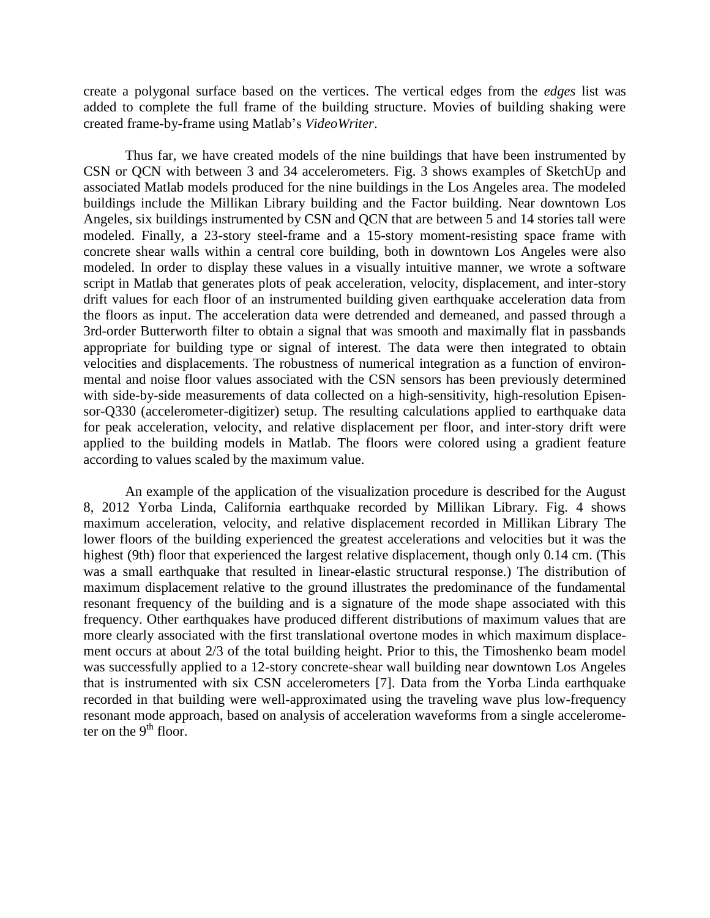create a polygonal surface based on the vertices. The vertical edges from the *edges* list was added to complete the full frame of the building structure. Movies of building shaking were created frame-by-frame using Matlab's *VideoWriter*.

Thus far, we have created models of the nine buildings that have been instrumented by CSN or QCN with between 3 and 34 accelerometers. Fig. 3 shows examples of SketchUp and associated Matlab models produced for the nine buildings in the Los Angeles area. The modeled buildings include the Millikan Library building and the Factor building. Near downtown Los Angeles, six buildings instrumented by CSN and QCN that are between 5 and 14 stories tall were modeled. Finally, a 23-story steel-frame and a 15-story moment-resisting space frame with concrete shear walls within a central core building, both in downtown Los Angeles were also modeled. In order to display these values in a visually intuitive manner, we wrote a software script in Matlab that generates plots of peak acceleration, velocity, displacement, and inter-story drift values for each floor of an instrumented building given earthquake acceleration data from the floors as input. The acceleration data were detrended and demeaned, and passed through a 3rd-order Butterworth filter to obtain a signal that was smooth and maximally flat in passbands appropriate for building type or signal of interest. The data were then integrated to obtain velocities and displacements. The robustness of numerical integration as a function of environmental and noise floor values associated with the CSN sensors has been previously determined with side-by-side measurements of data collected on a high-sensitivity, high-resolution Episensor-Q330 (accelerometer-digitizer) setup. The resulting calculations applied to earthquake data for peak acceleration, velocity, and relative displacement per floor, and inter-story drift were applied to the building models in Matlab. The floors were colored using a gradient feature according to values scaled by the maximum value.

An example of the application of the visualization procedure is described for the August 8, 2012 Yorba Linda, California earthquake recorded by Millikan Library. Fig. 4 shows maximum acceleration, velocity, and relative displacement recorded in Millikan Library The lower floors of the building experienced the greatest accelerations and velocities but it was the highest (9th) floor that experienced the largest relative displacement, though only 0.14 cm. (This was a small earthquake that resulted in linear-elastic structural response.) The distribution of maximum displacement relative to the ground illustrates the predominance of the fundamental resonant frequency of the building and is a signature of the mode shape associated with this frequency. Other earthquakes have produced different distributions of maximum values that are more clearly associated with the first translational overtone modes in which maximum displacement occurs at about 2/3 of the total building height. Prior to this, the Timoshenko beam model was successfully applied to a 12-story concrete-shear wall building near downtown Los Angeles that is instrumented with six CSN accelerometers [7]. Data from the Yorba Linda earthquake recorded in that building were well-approximated using the traveling wave plus low-frequency resonant mode approach, based on analysis of acceleration waveforms from a single accelerometer on the 9th floor.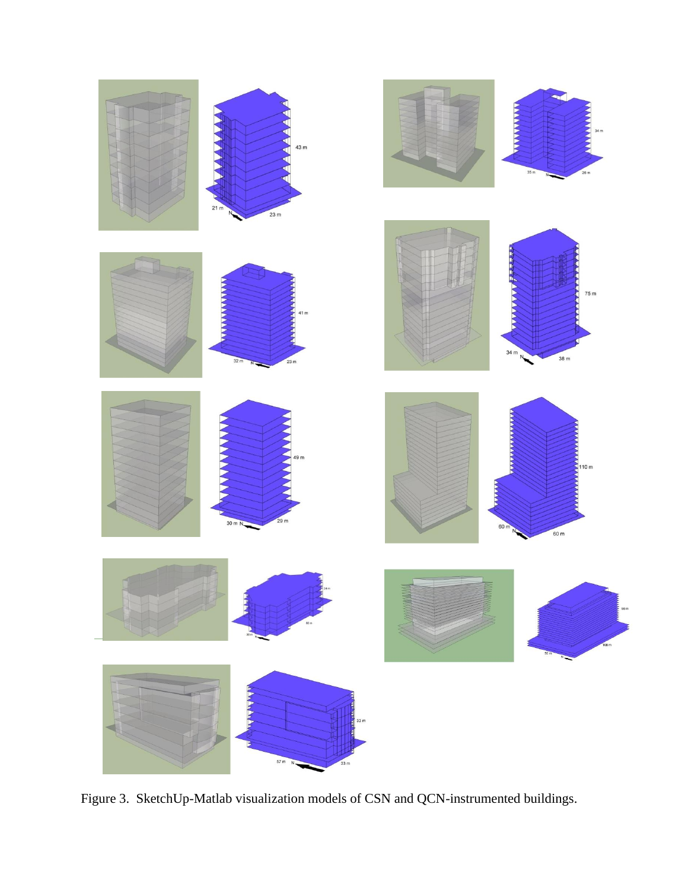Figure 3. SketchUp-Matlab visualization models of CSN and QCN-instrumented buildings.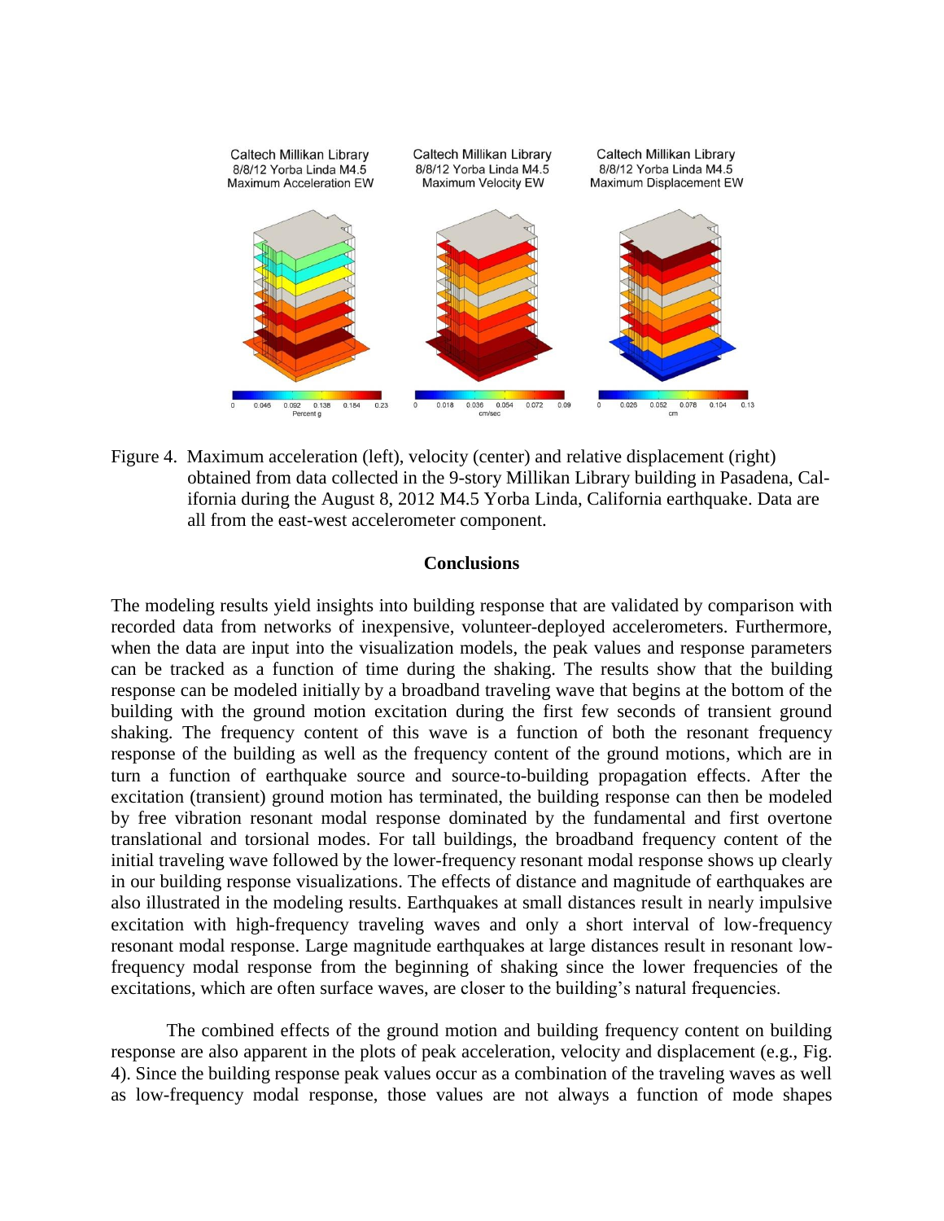Figure 4. Maximum acceleration (left), velocity (center) and relative displacement (right) obtained from data collected in the 9-story Millikan Library building in Pasadena, California during the August 8, 2012 M4.5 Yorba Linda, California earthquake. Data are all from the east-west accelerometer component.

## Conclusions

The modeling results yield insights into building response that are validated by comparison with recorded data from networks of inexpensive, volunteer-deployed accelerometers. Furthermore, when the data are input into the visualization models, the peak values and response parameters can be tracked as a function of time during the shaking. The results show that the building response can be modeled initially by a broadband traveling wave that begins at the bottom of the building with the ground motion excitation during the first few seconds of transient ground shaking. The frequency content of this wave is a function of both the resonant frequency response of the building as well as the frequency content of the ground motions, which are in turn a function of earthquake source and source-to-building propagation effects. After the excitation (transient) ground motion has terminated, the building response can then be modeled by free vibration resonant modal response dominated by the fundamental and first overtone translational and torsional modes. For tall buildings, the broadband frequency content of the initial traveling wave followed by the lower-frequency resonant modal response shows up clearly in our building response visualizations. The effects of distance and magnitude of earthquakes are also illustrated in the modeling results. Earthquakes at small distances result in nearly impulsive excitation with high-frequency traveling waves and only a short interval of low-frequency resonant modal response. Large magnitude earthquakes at large distances result in resonant low-frequency modal response from the beginning of shaking since the lower frequencies of the excitations, which are often surface waves, are closer to the building's natural frequencies.

The combined effects of the ground motion and building frequency content on building response are also apparent in the plots of peak acceleration, velocity and displacement (e.g., Fig. 4). Since the building response peak values occur as a combination of the traveling waves as well as low-frequency modal response, those values are not always a function of mode shapes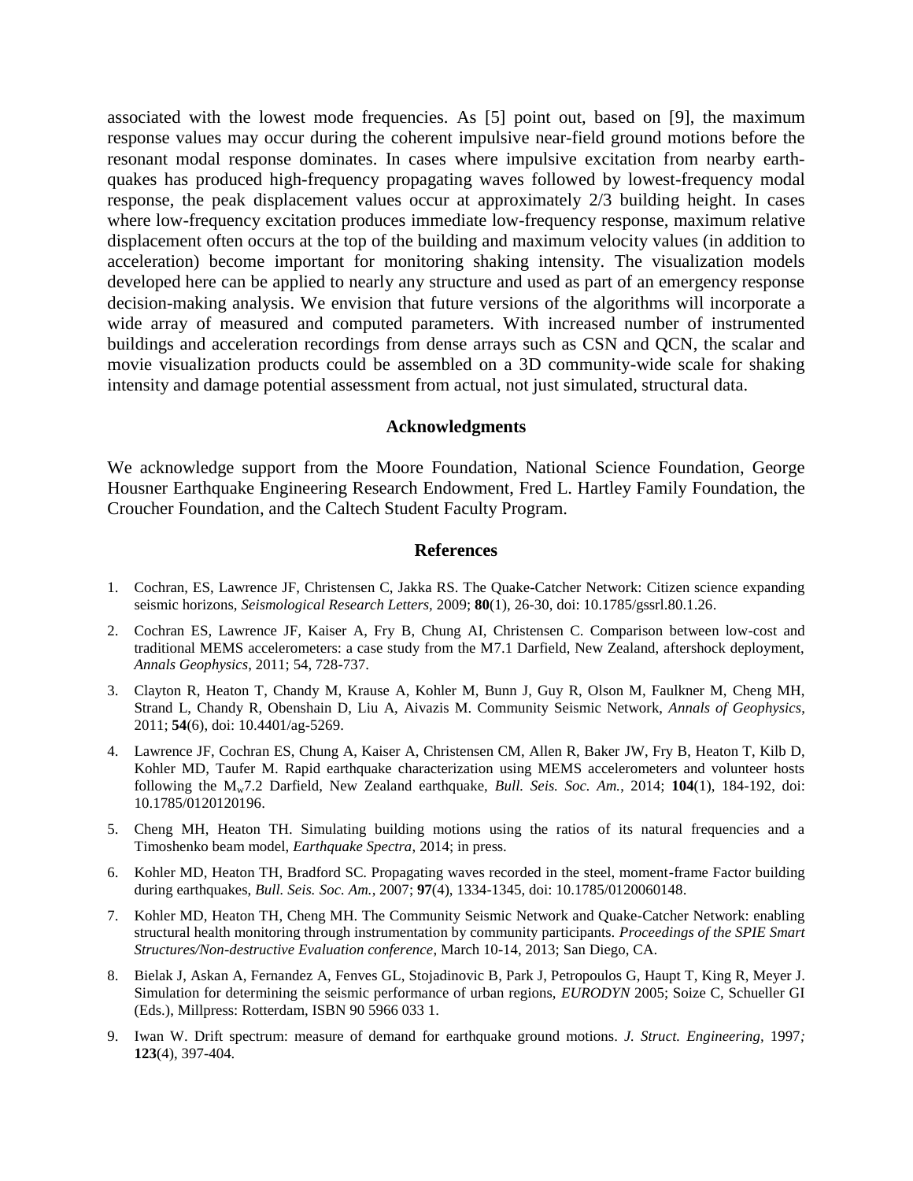associated with the lowest mode frequencies. As [5] point out, based on [9], the maximum response values may occur during the coherent impulsive near-field ground motions before the resonant modal response dominates. In cases where impulsive excitation from nearby earthquakes has produced high-frequency propagating waves followed by lowest-frequency modal response, the peak displacement values occur at approximately 2/3 building height. In cases where low-frequency excitation produces immediate low-frequency response, maximum relative displacement often occurs at the top of the building and maximum velocity values (in addition to acceleration) become important for monitoring shaking intensity. The visualization models developed here can be applied to nearly any structure and used as part of an emergency response decision-making analysis. We envision that future versions of the algorithms will incorporate a wide array of measured and computed parameters. With increased number of instrumented buildings and acceleration recordings from dense arrays such as CSN and QCN, the scalar and movie visualization products could be assembled on a 3D community-wide scale for shaking intensity and damage potential assessment from actual, not just simulated, structural data.

## Acknowledgments

We acknowledge support from the Moore Foundation, National Science Foundation, George Housner Earthquake Engineering Research Endowment, Fred L. Hartley Family Foundation, the Croucher Foundation, and the Caltech Student Faculty Program.

## References

1. Cochran, ES, Lawrence JF, Christensen C, Jakka RS. The Quake-Catcher Network: Citizen science expanding seismic horizons, *Seismological Research Letters*, 2009; **80**(1), 26-30, doi: 10.1785/gssrl.80.1.26.
2. Cochran ES, Lawrence JF, Kaiser A, Fry B, Chung AI, Christensen C. Comparison between low-cost and traditional MEMS accelerometers: a case study from the M7.1 Darfield, New Zealand, aftershock deployment, *Annals Geophysics*, 2011; 54, 728-737.
3. Clayton R, Heaton T, Chandy M, Krause A, Kohler M, Bunn J, Guy R, Olson M, Faulkner M, Cheng MH, Strand L, Chandy R, Obenshain D, Liu A, Aivazis M. Community Seismic Network, *Annals of Geophysics*, 2011; **54**(6), doi: 10.4401/ag-5269.
4. Lawrence JF, Cochran ES, Chung A, Kaiser A, Christensen CM, Allen R, Baker JW, Fry B, Heaton T, Kilb D, Kohler MD, Taufer M. Rapid earthquake characterization using MEMS accelerometers and volunteer hosts following the $M_w$7.2 Darfield, New Zealand earthquake, *Bull. Seis. Soc. Am.*, 2014; **104**(1), 184-192, doi: 10.1785/0120120196.
5. Cheng MH, Heaton TH. Simulating building motions using the ratios of its natural frequencies and a Timoshenko beam model, *Earthquake Spectra*, 2014; in press.
6. Kohler MD, Heaton TH, Bradford SC. Propagating waves recorded in the steel, moment-frame Factor building during earthquakes, *Bull. Seis. Soc. Am.*, 2007; **97**(4), 1334-1345, doi: 10.1785/0120060148.
7. Kohler MD, Heaton TH, Cheng MH. The Community Seismic Network and Quake-Catcher Network: enabling structural health monitoring through instrumentation by community participants. *Proceedings of the SPIE Smart Structures/Non-destructive Evaluation conference*, March 10-14, 2013; San Diego, CA.
8. Bielak J, Askan A, Fernandez A, Fenves GL, Stojadinovic B, Park J, Petropoulos G, Haupt T, King R, Meyer J. Simulation for determining the seismic performance of urban regions, *EURODYN* 2005; Soize C, Schueller GI (Eds.), Millpress: Rotterdam, ISBN 90 5966 033 1.
9. Iwan W. Drift spectrum: measure of demand for earthquake ground motions. *J. Struct. Engineering*, 1997; **123**(4), 397-404.